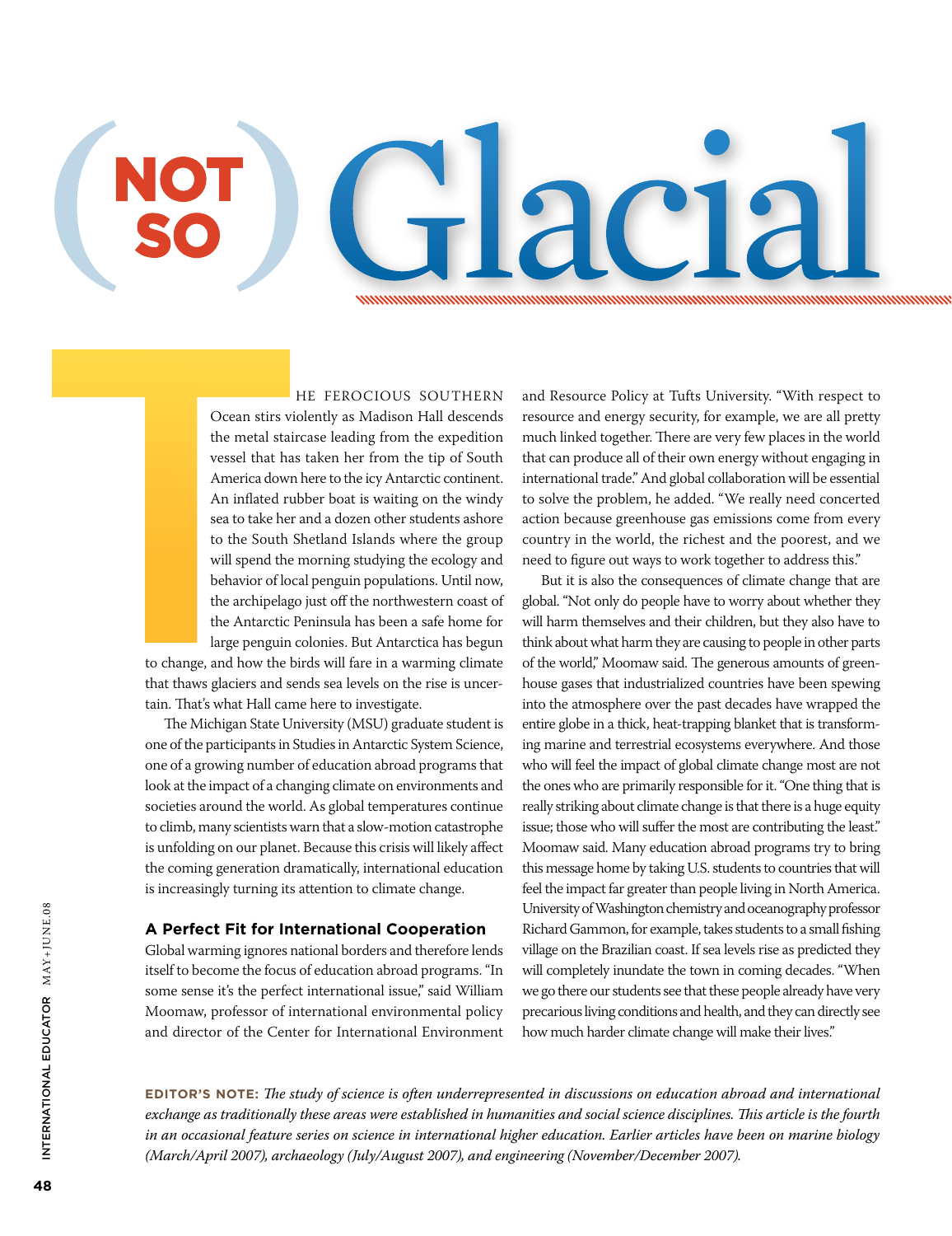# (Not So) Glacial

The ferocious Southern Ocean stirs violently as Madison Hall descends the metal staircase leading from the expedition vessel that has taken her from the tip of South America down here to the icy Antarctic continent. An inflated rubber boat is waiting on the windy sea to take her and a dozen other students ashore to the South Shetland Islands where the group will spend the morning studying the ecology and behavior of local penguin populations. Until now, the archipelago just off the northwestern coast of the Antarctic Peninsula has been a safe home for large penguin colonies. But Antarctica has begun to change, and how the birds will fare in a warming climate that thaws glaciers and sends sea levels on the rise is uncertain. That's what Hall came here to investigate.

The Michigan State University (MSU) graduate student is one of the participants in Studies in Antarctic System Science, one of a growing number of education abroad programs that look at the impact of a changing climate on environments and societies around the world. As global temperatures continue to climb, many scientists warn that a slow-motion catastrophe is unfolding on our planet. Because this crisis will likely affect the coming generation dramatically, international education is increasingly turning its attention to climate change.

### A Perfect Fit for International Cooperation

Global warming ignores national borders and therefore lends itself to become the focus of education abroad programs. "In some sense it's the perfect international issue," said William Moomaw, professor of international environmental policy and director of the Center for International Environment and Resource Policy at Tufts University. "With respect to resource and energy security, for example, we are all pretty much linked together. There are very few places in the world that can produce all of their own energy without engaging in international trade." And global collaboration will be essential to solve the problem, he added. "We really need concerted action because greenhouse gas emissions come from every country in the world, the richest and the poorest, and we need to figure out ways to work together to address this."

But it is also the consequences of climate change that are global. "Not only do people have to worry about whether they will harm themselves and their children, but they also have to think about what harm they are causing to people in other parts of the world," Moomaw said. The generous amounts of greenhouse gases that industrialized countries have been spewing into the atmosphere over the past decades have wrapped the entire globe in a thick, heat-trapping blanket that is transforming marine and terrestrial ecosystems everywhere. And those who will feel the impact of global climate change most are not the ones who are primarily responsible for it. "One thing that is really striking about climate change is that there is a huge equity issue; those who will suffer the most are contributing the least." Moomaw said. Many education abroad programs try to bring this message home by taking U.S. students to countries that will feel the impact far greater than people living in North America. University of Washington chemistry and oceanography professor Richard Gammon, for example, takes students to a small fishing village on the Brazilian coast. If sea levels rise as predicted they will completely inundate the town in coming decades. "When we go there our students see that these people already have very precarious living conditions and health, and they can directly see how much harder climate change will make their lives."

**EDITOR'S NOTE:** *The study of science is often underrepresented in discussions on education abroad and international exchange as traditionally these areas were established in humanities and social science disciplines. This article is the fourth in an occasional feature series on science in international higher education. Earlier articles have been on marine biology (March/April 2007), archaeology (July/August 2007), and engineering (November/December 2007).*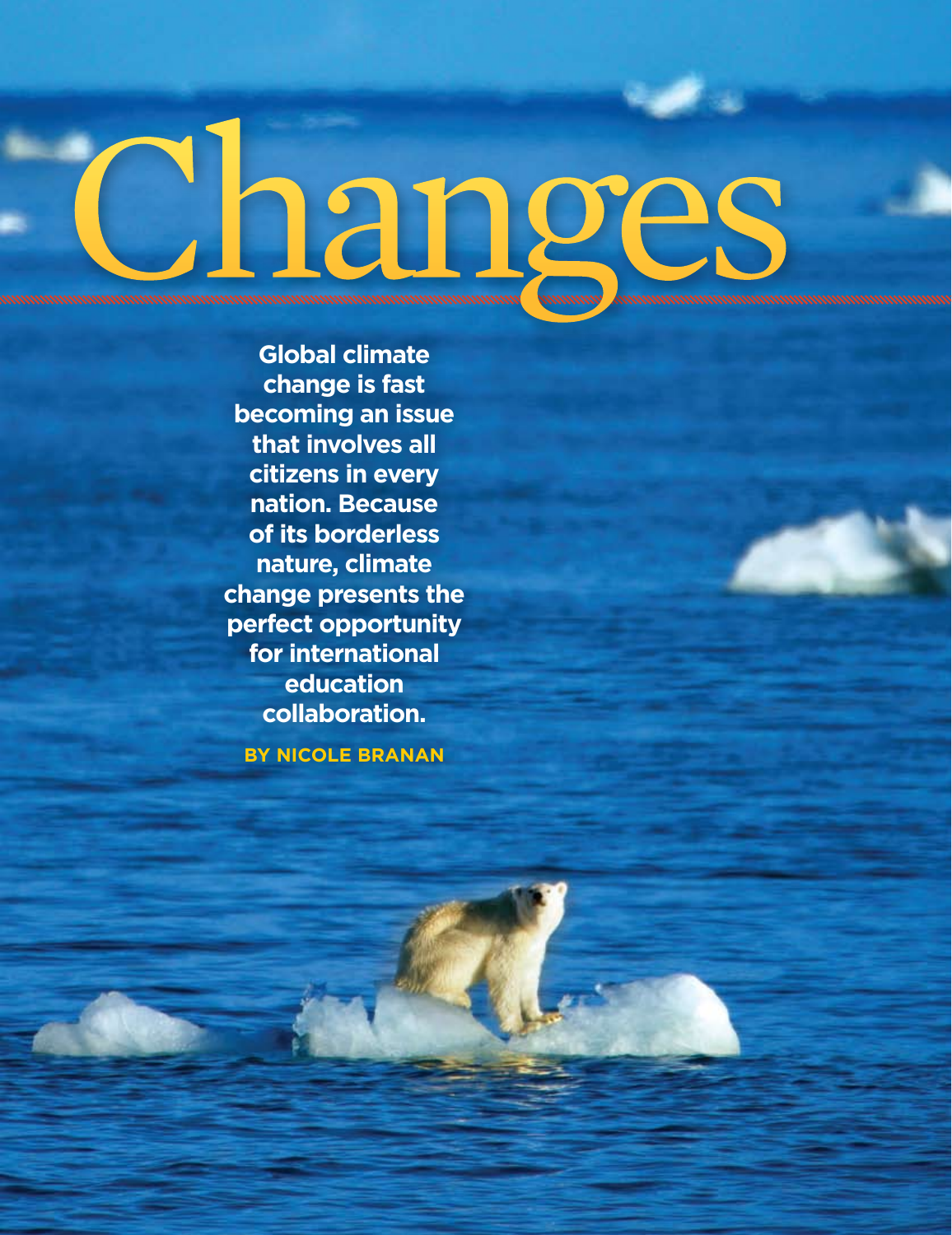# Changes

**Global climate change is fast becoming an issue that involves all citizens in every nation. Because of its borderless nature, climate change presents the perfect opportunity for international education collaboration.**

**BY NICOLE BRANAN**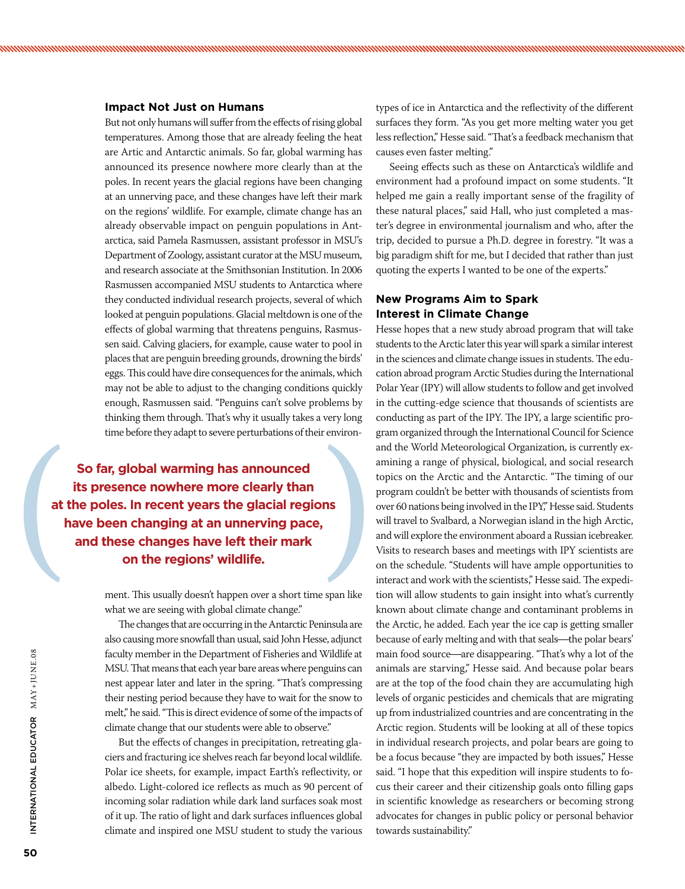## Impact Not Just on Humans

But not only humans will suffer from the effects of rising global temperatures. Among those that are already feeling the heat are Artic and Antarctic animals. So far, global warming has announced its presence nowhere more clearly than at the poles. In recent years the glacial regions have been changing at an unnerving pace, and these changes have left their mark on the regions' wildlife. For example, climate change has an already observable impact on penguin populations in Antarctica, said Pamela Rasmussen, assistant professor in MSU's Department of Zoology, assistant curator at the MSU museum, and research associate at the Smithsonian Institution. In 2006 Rasmussen accompanied MSU students to Antarctica where they conducted individual research projects, several of which looked at penguin populations. Glacial meltdown is one of the effects of global warming that threatens penguins, Rasmussen said. Calving glaciers, for example, cause water to pool in places that are penguin breeding grounds, drowning the birds' eggs. This could have dire consequences for the animals, which may not be able to adjust to the changing conditions quickly enough, Rasmussen said. "Penguins can't solve problems by thinking them through. That's why it usually takes a very long time before they adapt to severe perturbations of their environment. This usually doesn't happen over a short time span like what we are seeing with global climate change."

> **So far, global warming has announced its presence nowhere more clearly than at the poles. In recent years the glacial regions have been changing at an unnerving pace, and these changes have left their mark on the regions' wildlife.**

The changes that are occurring in the Antarctic Peninsula are also causing more snowfall than usual, said John Hesse, adjunct faculty member in the Department of Fisheries and Wildlife at MSU. That means that each year bare areas where penguins can nest appear later and later in the spring. "That's compressing their nesting period because they have to wait for the snow to melt," he said. "This is direct evidence of some of the impacts of climate change that our students were able to observe."

But the effects of changes in precipitation, retreating glaciers and fracturing ice shelves reach far beyond local wildlife. Polar ice sheets, for example, impact Earth's reflectivity, or albedo. Light-colored ice reflects as much as 90 percent of incoming solar radiation while dark land surfaces soak most of it up. The ratio of light and dark surfaces influences global climate and inspired one MSU student to study the various types of ice in Antarctica and the reflectivity of the different surfaces they form. "As you get more melting water you get less reflection," Hesse said. "That's a feedback mechanism that causes even faster melting."

Seeing effects such as these on Antarctica's wildlife and environment had a profound impact on some students. "It helped me gain a really important sense of the fragility of these natural places," said Hall, who just completed a master's degree in environmental journalism and who, after the trip, decided to pursue a Ph.D. degree in forestry. "It was a big paradigm shift for me, but I decided that rather than just quoting the experts I wanted to be one of the experts."

## New Programs Aim to Spark Interest in Climate Change

Hesse hopes that a new study abroad program that will take students to the Arctic later this year will spark a similar interest in the sciences and climate change issues in students. The education abroad program Arctic Studies during the International Polar Year (IPY) will allow students to follow and get involved in the cutting-edge science that thousands of scientists are conducting as part of the IPY. The IPY, a large scientific program organized through the International Council for Science and the World Meteorological Organization, is currently examining a range of physical, biological, and social research topics on the Arctic and the Antarctic. "The timing of our program couldn't be better with thousands of scientists from over 60 nations being involved in the IPY," Hesse said. Students will travel to Svalbard, a Norwegian island in the high Arctic, and will explore the environment aboard a Russian icebreaker. Visits to research bases and meetings with IPY scientists are on the schedule. "Students will have ample opportunities to interact and work with the scientists," Hesse said. The expedition will allow students to gain insight into what's currently known about climate change and contaminant problems in the Arctic, he added. Each year the ice cap is getting smaller because of early melting and with that seals—the polar bears' main food source—are disappearing. "That's why a lot of the animals are starving," Hesse said. And because polar bears are at the top of the food chain they are accumulating high levels of organic pesticides and chemicals that are migrating up from industrialized countries and are concentrating in the Arctic region. Students will be looking at all of these topics in individual research projects, and polar bears are going to be a focus because "they are impacted by both issues," Hesse said. "I hope that this expedition will inspire students to focus their career and their citizenship goals onto filling gaps in scientific knowledge as researchers or becoming strong advocates for changes in public policy or personal behavior towards sustainability."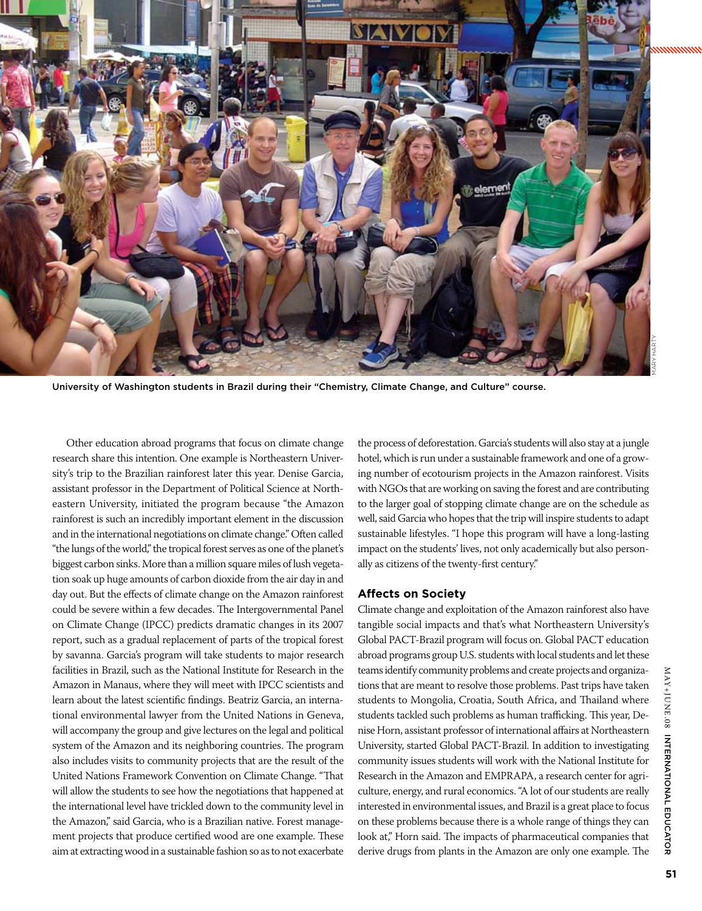University of Washington students in Brazil during their "Chemistry, Climate Change, and Culture" course.

Other education abroad programs that focus on climate change research share this intention. One example is Northeastern University's trip to the Brazilian rainforest later this year. Denise Garcia, assistant professor in the Department of Political Science at Northeastern University, initiated the program because "the Amazon rainforest is such an incredibly important element in the discussion and in the international negotiations on climate change." Often called "the lungs of the world," the tropical forest serves as one of the planet's biggest carbon sinks. More than a million square miles of lush vegetation soak up huge amounts of carbon dioxide from the air day in and day out. But the effects of climate change on the Amazon rainforest could be severe within a few decades. The Intergovernmental Panel on Climate Change (IPCC) predicts dramatic changes in its 2007 report, such as a gradual replacement of parts of the tropical forest by savanna. Garcia's program will take students to major research facilities in Brazil, such as the National Institute for Research in the Amazon in Manaus, where they will meet with IPCC scientists and learn about the latest scientific findings. Beatriz Garcia, an international environmental lawyer from the United Nations in Geneva, will accompany the group and give lectures on the legal and political system of the Amazon and its neighboring countries. The program also includes visits to community projects that are the result of the United Nations Framework Convention on Climate Change. "That will allow the students to see how the negotiations that happened at the international level have trickled down to the community level in the Amazon," said Garcia, who is a Brazilian native. Forest management projects that produce certified wood are one example. These aim at extracting wood in a sustainable fashion so as to not exacerbate the process of deforestation. Garcia's students will also stay at a jungle hotel, which is run under a sustainable framework and one of a growing number of ecotourism projects in the Amazon rainforest. Visits with NGOs that are working on saving the forest and are contributing to the larger goal of stopping climate change are on the schedule as well, said Garcia who hopes that the trip will inspire students to adapt sustainable lifestyles. "I hope this program will have a long-lasting impact on the students' lives, not only academically but also personally as citizens of the twenty-first century."

## Affects on Society

Climate change and exploitation of the Amazon rainforest also have tangible social impacts and that's what Northeastern University's Global PACT-Brazil program will focus on. Global PACT education abroad programs group U.S. students with local students and let these teams identify community problems and create projects and organizations that are meant to resolve those problems. Past trips have taken students to Mongolia, Croatia, South Africa, and Thailand where students tackled such problems as human trafficking. This year, Denise Horn, assistant professor of international affairs at Northeastern University, started Global PACT-Brazil. In addition to investigating community issues students will work with the National Institute for Research in the Amazon and EMPRAPA, a research center for agriculture, energy, and rural economics. "A lot of our students are really interested in environmental issues, and Brazil is a great place to focus on these problems because there is a whole range of things they can look at," Horn said. The impacts of pharmaceutical companies that derive drugs from plants in the Amazon are only one example. The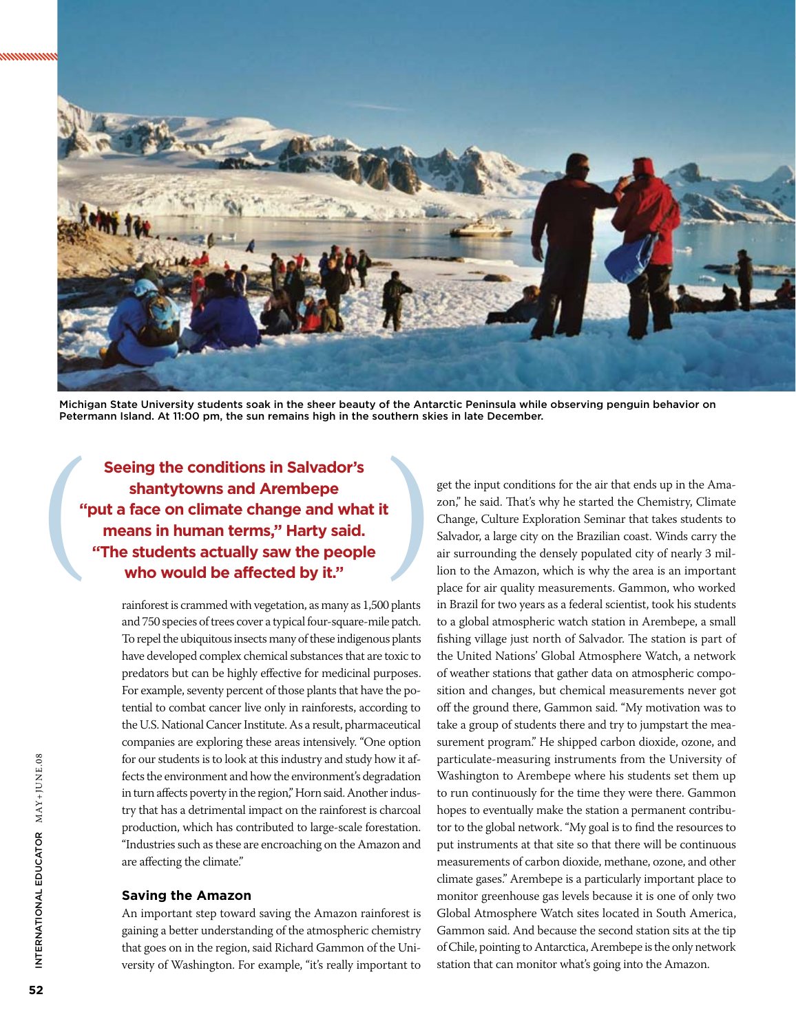Michigan State University students soak in the sheer beauty of the Antarctic Peninsula while observing penguin behavior on Petermann Island. At 11:00 pm, the sun remains high in the southern skies in late December.

> **Seeing the conditions in Salvador's shantytowns and Arembepe "put a face on climate change and what it means in human terms," Harty said. "The students actually saw the people who would be affected by it."**

rainforest is crammed with vegetation, as many as 1,500 plants and 750 species of trees cover a typical four-square-mile patch. To repel the ubiquitous insects many of these indigenous plants have developed complex chemical substances that are toxic to predators but can be highly effective for medicinal purposes. For example, seventy percent of those plants that have the potential to combat cancer live only in rainforests, according to the U.S. National Cancer Institute. As a result, pharmaceutical companies are exploring these areas intensively. "One option for our students is to look at this industry and study how it affects the environment and how the environment's degradation in turn affects poverty in the region," Horn said. Another industry that has a detrimental impact on the rainforest is charcoal production, which has contributed to large-scale forestation. "Industries such as these are encroaching on the Amazon and are affecting the climate."

### Saving the Amazon

An important step toward saving the Amazon rainforest is gaining a better understanding of the atmospheric chemistry that goes on in the region, said Richard Gammon of the University of Washington. For example, "it's really important to get the input conditions for the air that ends up in the Amazon," he said. That's why he started the Chemistry, Climate Change, Culture Exploration Seminar that takes students to Salvador, a large city on the Brazilian coast. Winds carry the air surrounding the densely populated city of nearly 3 million to the Amazon, which is why the area is an important place for air quality measurements. Gammon, who worked in Brazil for two years as a federal scientist, took his students to a global atmospheric watch station in Arembepe, a small fishing village just north of Salvador. The station is part of the United Nations' Global Atmosphere Watch, a network of weather stations that gather data on atmospheric composition and changes, but chemical measurements never got off the ground there, Gammon said. "My motivation was to take a group of students there and try to jumpstart the measurement program." He shipped carbon dioxide, ozone, and particulate-measuring instruments from the University of Washington to Arembepe where his students set them up to run continuously for the time they were there. Gammon hopes to eventually make the station a permanent contributor to the global network. "My goal is to find the resources to put instruments at that site so that there will be continuous measurements of carbon dioxide, methane, ozone, and other climate gases." Arembepe is a particularly important place to monitor greenhouse gas levels because it is one of only two Global Atmosphere Watch sites located in South America, Gammon said. And because the second station sits at the tip of Chile, pointing to Antarctica, Arembepe is the only network station that can monitor what's going into the Amazon.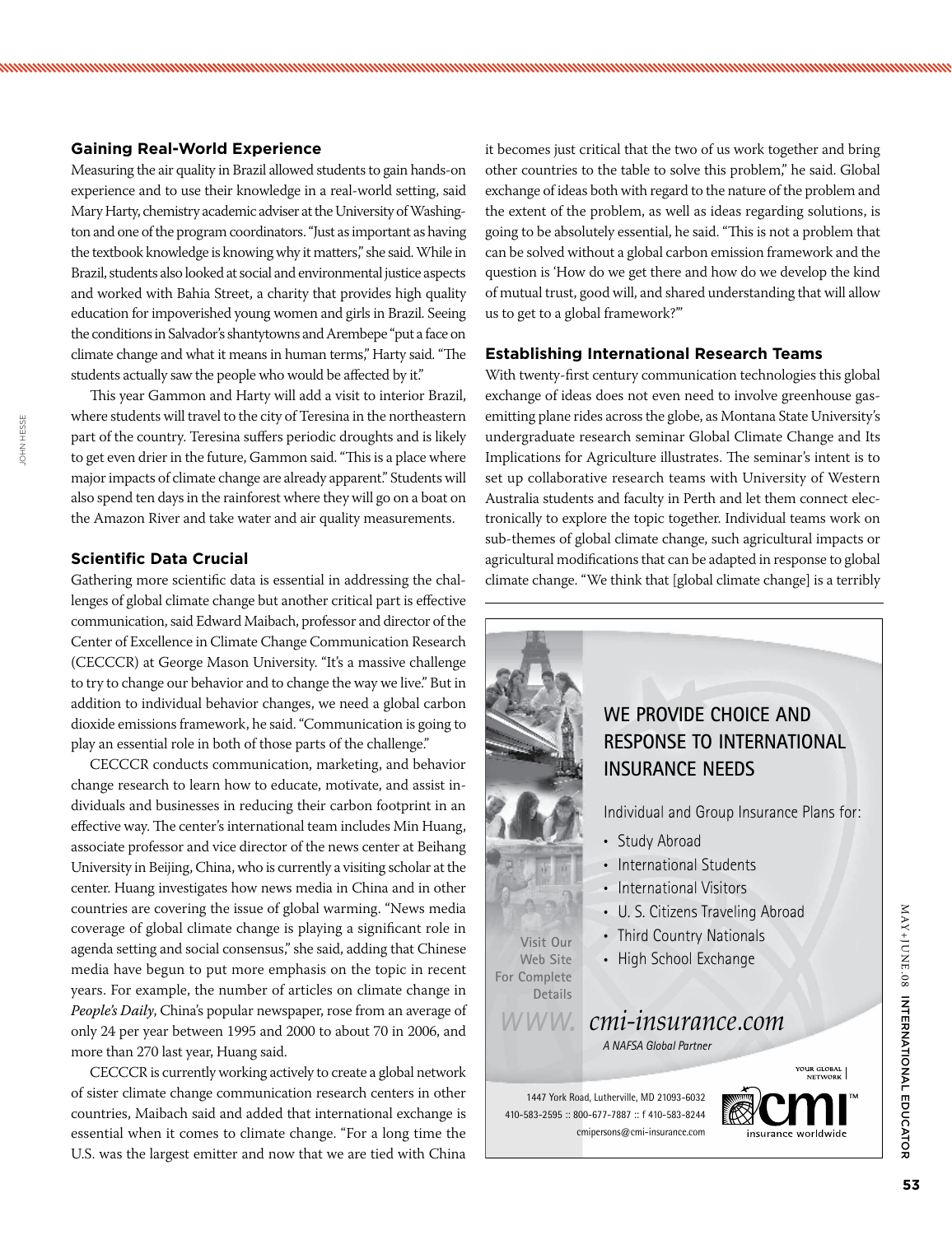## Gaining Real-World Experience

Measuring the air quality in Brazil allowed students to gain hands-on experience and to use their knowledge in a real-world setting, said Mary Harty, chemistry academic adviser at the University of Washington and one of the program coordinators. "Just as important as having the textbook knowledge is knowing why it matters," she said. While in Brazil, students also looked at social and environmental justice aspects and worked with Bahia Street, a charity that provides high quality education for impoverished young women and girls in Brazil. Seeing the conditions in Salvador's shantytowns and Arembepe "put a face on climate change and what it means in human terms," Harty said. "The students actually saw the people who would be affected by it."

This year Gammon and Harty will add a visit to interior Brazil, where students will travel to the city of Teresina in the northeastern part of the country. Teresina suffers periodic droughts and is likely to get even drier in the future, Gammon said. "This is a place where major impacts of climate change are already apparent." Students will also spend ten days in the rainforest where they will go on a boat on the Amazon River and take water and air quality measurements.

## Scientific Data Crucial

Gathering more scientific data is essential in addressing the challenges of global climate change but another critical part is effective communication, said Edward Maibach, professor and director of the Center of Excellence in Climate Change Communication Research (CECCCR) at George Mason University. "It's a massive challenge to try to change our behavior and to change the way we live." But in addition to individual behavior changes, we need a global carbon dioxide emissions framework, he said. "Communication is going to play an essential role in both of those parts of the challenge."

CECCCR conducts communication, marketing, and behavior change research to learn how to educate, motivate, and assist individuals and businesses in reducing their carbon footprint in an effective way. The center's international team includes Min Huang, associate professor and vice director of the news center at Beihang University in Beijing, China, who is currently a visiting scholar at the center. Huang investigates how news media in China and in other countries are covering the issue of global warming. "News media coverage of global climate change is playing a significant role in agenda setting and social consensus," she said, adding that Chinese media have begun to put more emphasis on the topic in recent years. For example, the number of articles on climate change in *People's Daily*, China's popular newspaper, rose from an average of only 24 per year between 1995 and 2000 to about 70 in 2006, and more than 270 last year, Huang said.

CECCCR is currently working actively to create a global network of sister climate change communication research centers in other countries, Maibach said and added that international exchange is essential when it comes to climate change. "For a long time the U.S. was the largest emitter and now that we are tied with China it becomes just critical that the two of us work together and bring other countries to the table to solve this problem," he said. Global exchange of ideas both with regard to the nature of the problem and the extent of the problem, as well as ideas regarding solutions, is going to be absolutely essential, he said. "This is not a problem that can be solved without a global carbon emission framework and the question is 'How do we get there and how do we develop the kind of mutual trust, good will, and shared understanding that will allow us to get to a global framework?'"

## Establishing International Research Teams

With twenty-first century communication technologies this global exchange of ideas does not even need to involve greenhouse gas-emitting plane rides across the globe, as Montana State University's undergraduate research seminar Global Climate Change and Its Implications for Agriculture illustrates. The seminar's intent is to set up collaborative research teams with University of Western Australia students and faculty in Perth and let them connect electronically to explore the topic together. Individual teams work on sub-themes of global climate change, such agricultural impacts or agricultural modifications that can be adapted in response to global climate change. "We think that [global climate change] is a terribly

---

**WE PROVIDE CHOICE AND RESPONSE TO INTERNATIONAL INSURANCE NEEDS**

Individual and Group Insurance Plans for:

- Study Abroad
- International Students
- International Visitors
- U. S. Citizens Traveling Abroad
- Third Country Nationals
- High School Exchange

Visit Our Web Site For Complete Details

*www. cmi-insurance.com*

*A NAFSA Global Partner*

1447 York Road, Lutherville, MD 21093-6032
410-583-2595 :: 800-677-7887 :: f 410-583-8244
cmipersons@cmi-insurance.com

YOUR GLOBAL NETWORK

cmi insurance worldwide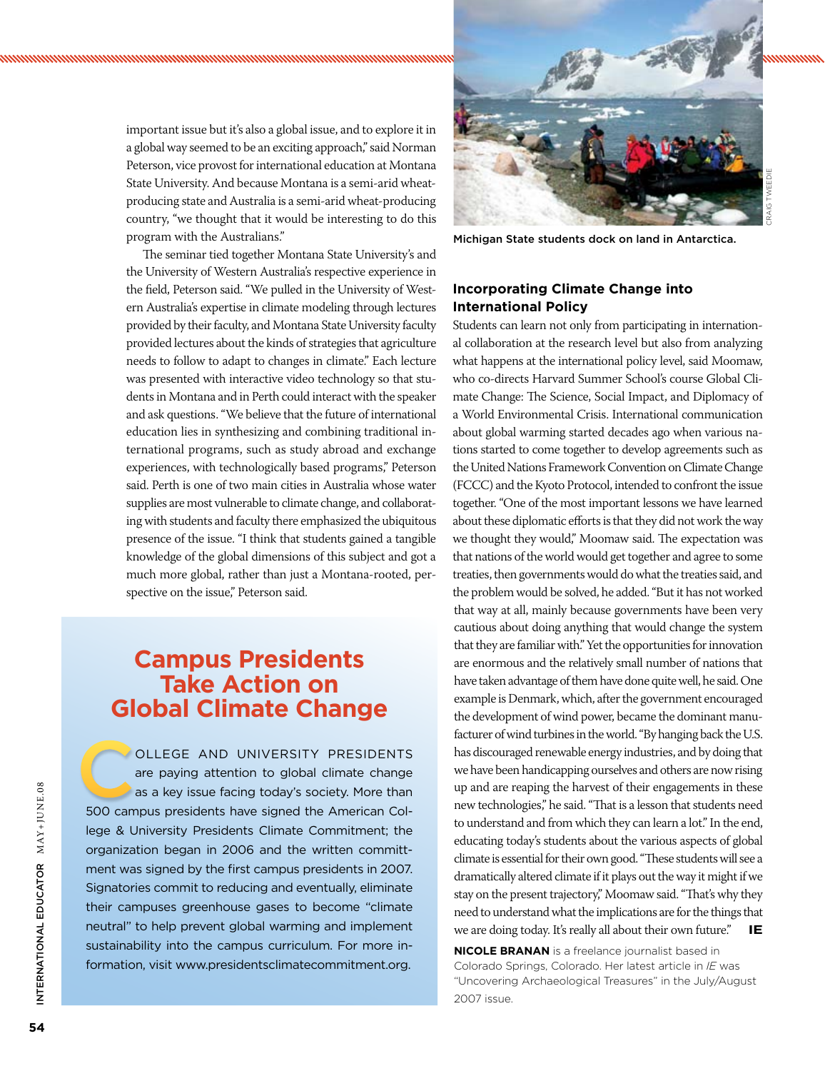important issue but it's also a global issue, and to explore it in a global way seemed to be an exciting approach," said Norman Peterson, vice provost for international education at Montana State University. And because Montana is a semi-arid wheat-producing state and Australia is a semi-arid wheat-producing country, "we thought that it would be interesting to do this program with the Australians."

The seminar tied together Montana State University's and the University of Western Australia's respective experience in the field, Peterson said. "We pulled in the University of Western Australia's expertise in climate modeling through lectures provided by their faculty, and Montana State University faculty provided lectures about the kinds of strategies that agriculture needs to follow to adapt to changes in climate." Each lecture was presented with interactive video technology so that students in Montana and in Perth could interact with the speaker and ask questions. "We believe that the future of international education lies in synthesizing and combining traditional international programs, such as study abroad and exchange experiences, with technologically based programs," Peterson said. Perth is one of two main cities in Australia whose water supplies are most vulnerable to climate change, and collaborating with students and faculty there emphasized the ubiquitous presence of the issue. "I think that students gained a tangible knowledge of the global dimensions of this subject and got a much more global, rather than just a Montana-rooted, perspective on the issue," Peterson said.

## Campus Presidents Take Action on Global Climate Change

College and university presidents are paying attention to global climate change as a key issue facing today's society. More than 500 campus presidents have signed the American College & University Presidents Climate Commitment; the organization began in 2006 and the written committment was signed by the first campus presidents in 2007. Signatories commit to reducing and eventually, eliminate their campuses greenhouse gases to become "climate neutral" to help prevent global warming and implement sustainability into the campus curriculum. For more information, visit www.presidentsclimatecommitment.org.

CRAIG TWEEDIE

Michigan State students dock on land in Antarctica.

### Incorporating Climate Change into International Policy

Students can learn not only from participating in international collaboration at the research level but also from analyzing what happens at the international policy level, said Moomaw, who co-directs Harvard Summer School's course Global Climate Change: The Science, Social Impact, and Diplomacy of a World Environmental Crisis. International communication about global warming started decades ago when various nations started to come together to develop agreements such as the United Nations Framework Convention on Climate Change (FCCC) and the Kyoto Protocol, intended to confront the issue together. "One of the most important lessons we have learned about these diplomatic efforts is that they did not work the way we thought they would," Moomaw said. The expectation was that nations of the world would get together and agree to some treaties, then governments would do what the treaties said, and the problem would be solved, he added. "But it has not worked that way at all, mainly because governments have been very cautious about doing anything that would change the system that they are familiar with." Yet the opportunities for innovation are enormous and the relatively small number of nations that have taken advantage of them have done quite well, he said. One example is Denmark, which, after the government encouraged the development of wind power, became the dominant manufacturer of wind turbines in the world. "By hanging back the U.S. has discouraged renewable energy industries, and by doing that we have been handicapping ourselves and others are now rising up and are reaping the harvest of their engagements in these new technologies," he said. "That is a lesson that students need to understand and from which they can learn a lot." In the end, educating today's students about the various aspects of global climate is essential for their own good. "These students will see a dramatically altered climate if it plays out the way it might if we stay on the present trajectory," Moomaw said. "That's why they need to understand what the implications are for the things that we are doing today. It's really all about their own future." **IE**

**NICOLE BRANAN** is a freelance journalist based in Colorado Springs, Colorado. Her latest article in *IE* was "Uncovering Archaeological Treasures" in the July/August 2007 issue.